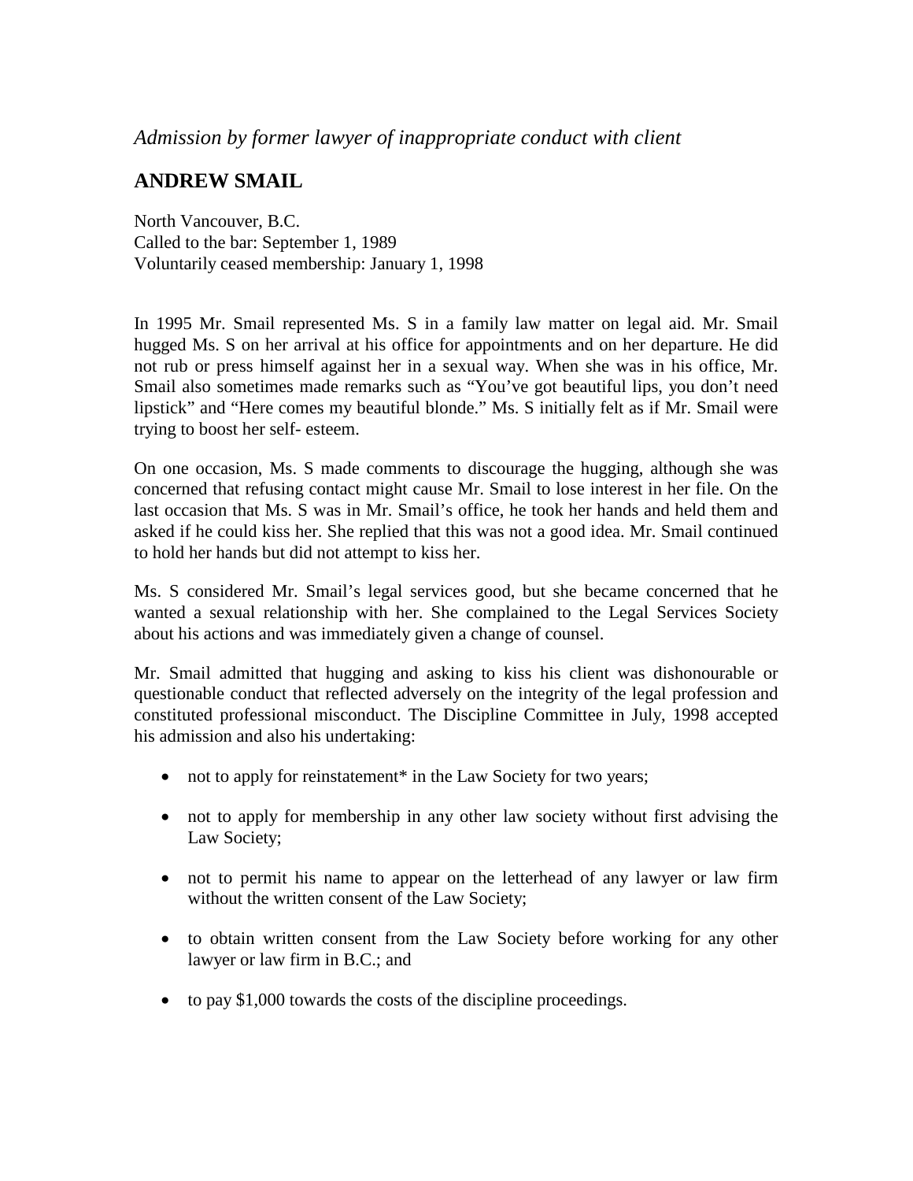*Admission by former lawyer of inappropriate conduct with client*

## ANDREW SMAIL

North Vancouver, B.C.
Called to the bar: September 1, 1989
Voluntarily ceased membership: January 1, 1998

In 1995 Mr. Smail represented Ms. S in a family law matter on legal aid. Mr. Smail hugged Ms. S on her arrival at his office for appointments and on her departure. He did not rub or press himself against her in a sexual way. When she was in his office, Mr. Smail also sometimes made remarks such as "You've got beautiful lips, you don't need lipstick" and "Here comes my beautiful blonde." Ms. S initially felt as if Mr. Smail were trying to boost her self- esteem.

On one occasion, Ms. S made comments to discourage the hugging, although she was concerned that refusing contact might cause Mr. Smail to lose interest in her file. On the last occasion that Ms. S was in Mr. Smail's office, he took her hands and held them and asked if he could kiss her. She replied that this was not a good idea. Mr. Smail continued to hold her hands but did not attempt to kiss her.

Ms. S considered Mr. Smail's legal services good, but she became concerned that he wanted a sexual relationship with her. She complained to the Legal Services Society about his actions and was immediately given a change of counsel.

Mr. Smail admitted that hugging and asking to kiss his client was dishonourable or questionable conduct that reflected adversely on the integrity of the legal profession and constituted professional misconduct. The Discipline Committee in July, 1998 accepted his admission and also his undertaking:

- not to apply for reinstatement* in the Law Society for two years;
- not to apply for membership in any other law society without first advising the Law Society;
- not to permit his name to appear on the letterhead of any lawyer or law firm without the written consent of the Law Society;
- to obtain written consent from the Law Society before working for any other lawyer or law firm in B.C.; and
- to pay $1,000 towards the costs of the discipline proceedings.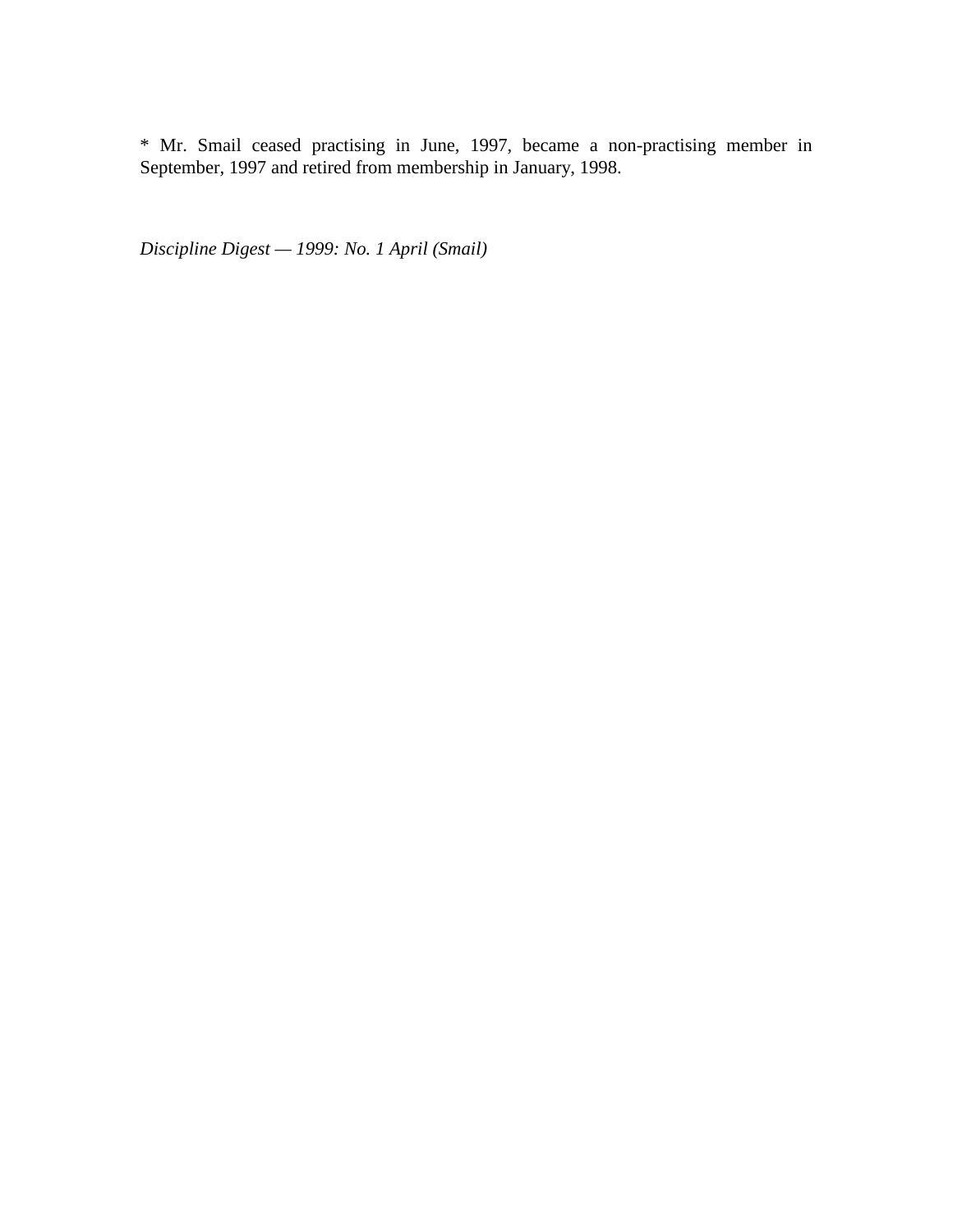* Mr. Smail ceased practising in June, 1997, became a non-practising member in September, 1997 and retired from membership in January, 1998.

*Discipline Digest — 1999: No. 1 April (Smail)*